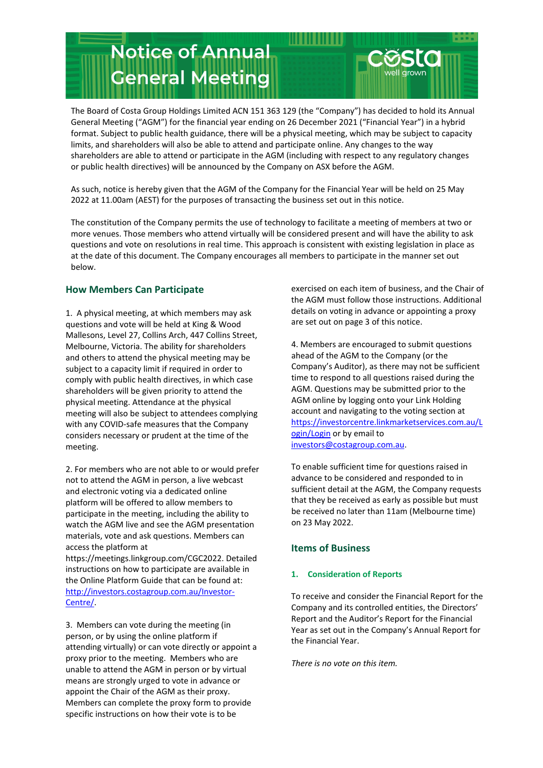# Notice of Annual General Meeting

The Board of Costa Group Holdings Limited ACN 151 363 129 (the "Company") has decided to hold its Annual General Meeting ("AGM") for the financial year ending on 26 December 2021 ("Financial Year") in a hybrid format. Subject to public health guidance, there will be a physical meeting, which may be subject to capacity limits, and shareholders will also be able to attend and participate online. Any changes to the way shareholders are able to attend or participate in the AGM (including with respect to any regulatory changes or public health directives) will be announced by the Company on ASX before the AGM.

As such, notice is hereby given that the AGM of the Company for the Financial Year will be held on 25 May 2022 at 11.00am (AEST) for the purposes of transacting the business set out in this notice.

The constitution of the Company permits the use of technology to facilitate a meeting of members at two or more venues. Those members who attend virtually will be considered present and will have the ability to ask questions and vote on resolutions in real time. This approach is consistent with existing legislation in place as at the date of this document. The Company encourages all members to participate in the manner set out below.

## How Members Can Participate

1. A physical meeting, at which members may ask questions and vote will be held at King & Wood Mallesons, Level 27, Collins Arch, 447 Collins Street, Melbourne, Victoria. The ability for shareholders and others to attend the physical meeting may be subject to a capacity limit if required in order to comply with public health directives, in which case shareholders will be given priority to attend the physical meeting. Attendance at the physical meeting will also be subject to attendees complying with any COVID-safe measures that the Company considers necessary or prudent at the time of the meeting.

2. For members who are not able to or would prefer not to attend the AGM in person, a live webcast and electronic voting via a dedicated online platform will be offered to allow members to participate in the meeting, including the ability to watch the AGM live and see the AGM presentation materials, vote and ask questions. Members can access the platform at https://meetings.linkgroup.com/CGC2022. Detailed instructions on how to participate are available in the Online Platform Guide that can be found at: http://investors.costagroup.com.au/Investor-Centre/.

3. Members can vote during the meeting (in person, or by using the online platform if attending virtually) or can vote directly or appoint a proxy prior to the meeting. Members who are unable to attend the AGM in person or by virtual means are strongly urged to vote in advance or appoint the Chair of the AGM as their proxy. Members can complete the proxy form to provide specific instructions on how their vote is to be exercised on each item of business, and the Chair of the AGM must follow those instructions. Additional details on voting in advance or appointing a proxy are set out on page 3 of this notice.

4. Members are encouraged to submit questions ahead of the AGM to the Company (or the Company's Auditor), as there may not be sufficient time to respond to all questions raised during the AGM. Questions may be submitted prior to the AGM online by logging onto your Link Holding account and navigating to the voting section at https://investorcentre.linkmarketservices.com.au/Login or by email to investors@costagroup.com.au.

To enable sufficient time for questions raised in advance to be considered and responded to in sufficient detail at the AGM, the Company requests that they be received as early as possible but must be received no later than 11am (Melbourne time) on 23 May 2022.

## Items of Business

### 1. Consideration of Reports

To receive and consider the Financial Report for the Company and its controlled entities, the Directors' Report and the Auditor's Report for the Financial Year as set out in the Company's Annual Report for the Financial Year.

*There is no vote on this item.*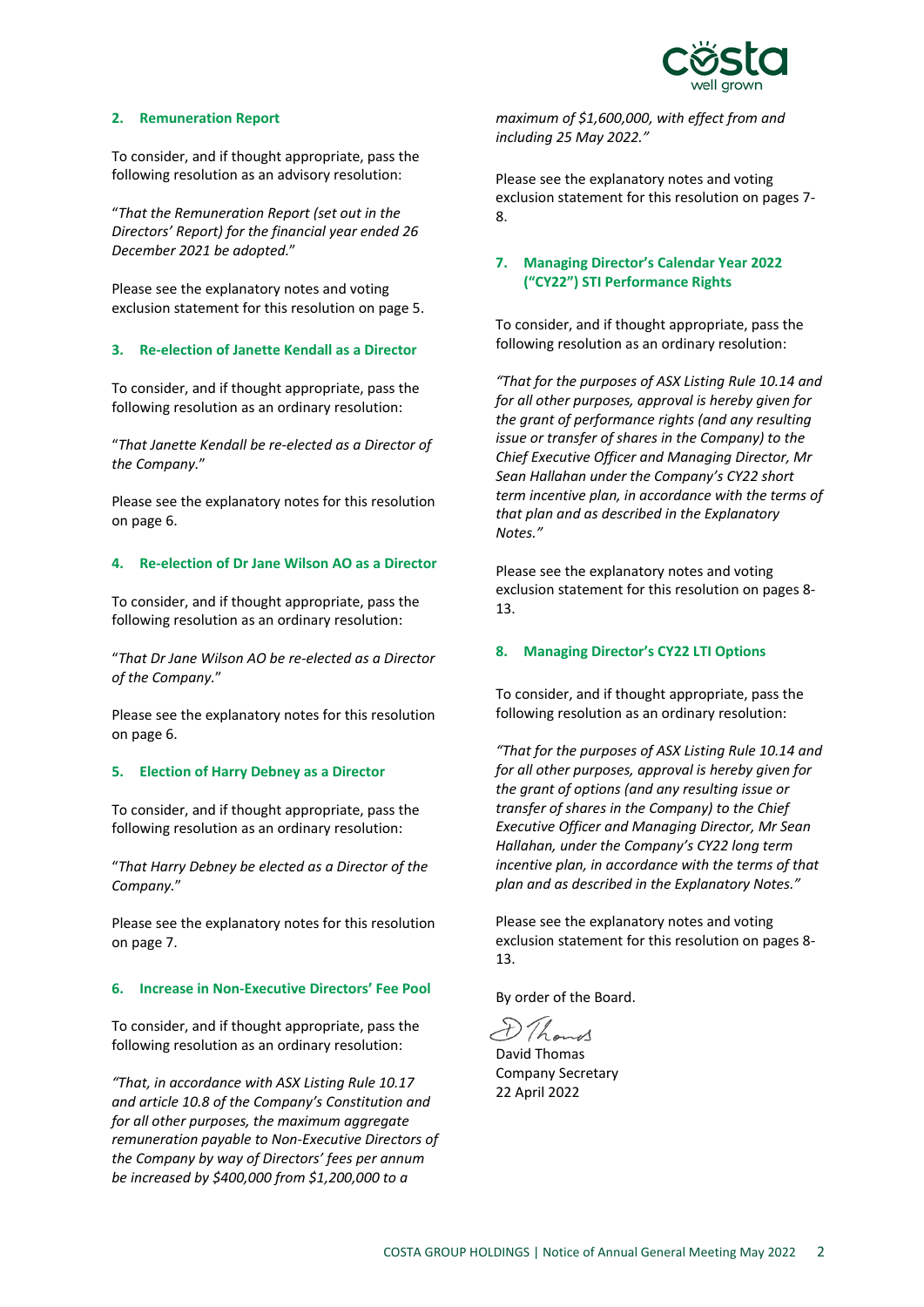### 2. Remuneration Report

To consider, and if thought appropriate, pass the following resolution as an advisory resolution:

"*That the Remuneration Report (set out in the Directors' Report) for the financial year ended 26 December 2021 be adopted.*"

Please see the explanatory notes and voting exclusion statement for this resolution on page 5.

### 3. Re-election of Janette Kendall as a Director

To consider, and if thought appropriate, pass the following resolution as an ordinary resolution:

"*That Janette Kendall be re-elected as a Director of the Company.*"

Please see the explanatory notes for this resolution on page 6.

### 4. Re-election of Dr Jane Wilson AO as a Director

To consider, and if thought appropriate, pass the following resolution as an ordinary resolution:

"*That Dr Jane Wilson AO be re-elected as a Director of the Company.*"

Please see the explanatory notes for this resolution on page 6.

### 5. Election of Harry Debney as a Director

To consider, and if thought appropriate, pass the following resolution as an ordinary resolution:

"*That Harry Debney be elected as a Director of the Company.*"

Please see the explanatory notes for this resolution on page 7.

### 6. Increase in Non-Executive Directors' Fee Pool

To consider, and if thought appropriate, pass the following resolution as an ordinary resolution:

*"That, in accordance with ASX Listing Rule 10.17 and article 10.8 of the Company's Constitution and for all other purposes, the maximum aggregate remuneration payable to Non-Executive Directors of the Company by way of Directors' fees per annum be increased by $400,000 from $1,200,000 to a maximum of $1,600,000, with effect from and including 25 May 2022."*

Please see the explanatory notes and voting exclusion statement for this resolution on pages 7-8.

### 7. Managing Director's Calendar Year 2022 ("CY22") STI Performance Rights

To consider, and if thought appropriate, pass the following resolution as an ordinary resolution:

*"That for the purposes of ASX Listing Rule 10.14 and for all other purposes, approval is hereby given for the grant of performance rights (and any resulting issue or transfer of shares in the Company) to the Chief Executive Officer and Managing Director, Mr Sean Hallahan under the Company's CY22 short term incentive plan, in accordance with the terms of that plan and as described in the Explanatory Notes."*

Please see the explanatory notes and voting exclusion statement for this resolution on pages 8-13.

### 8. Managing Director's CY22 LTI Options

To consider, and if thought appropriate, pass the following resolution as an ordinary resolution:

*"That for the purposes of ASX Listing Rule 10.14 and for all other purposes, approval is hereby given for the grant of options (and any resulting issue or transfer of shares in the Company) to the Chief Executive Officer and Managing Director, Mr Sean Hallahan, under the Company's CY22 long term incentive plan, in accordance with the terms of that plan and as described in the Explanatory Notes."*

Please see the explanatory notes and voting exclusion statement for this resolution on pages 8-13.

By order of the Board.

David Thomas
Company Secretary
22 April 2022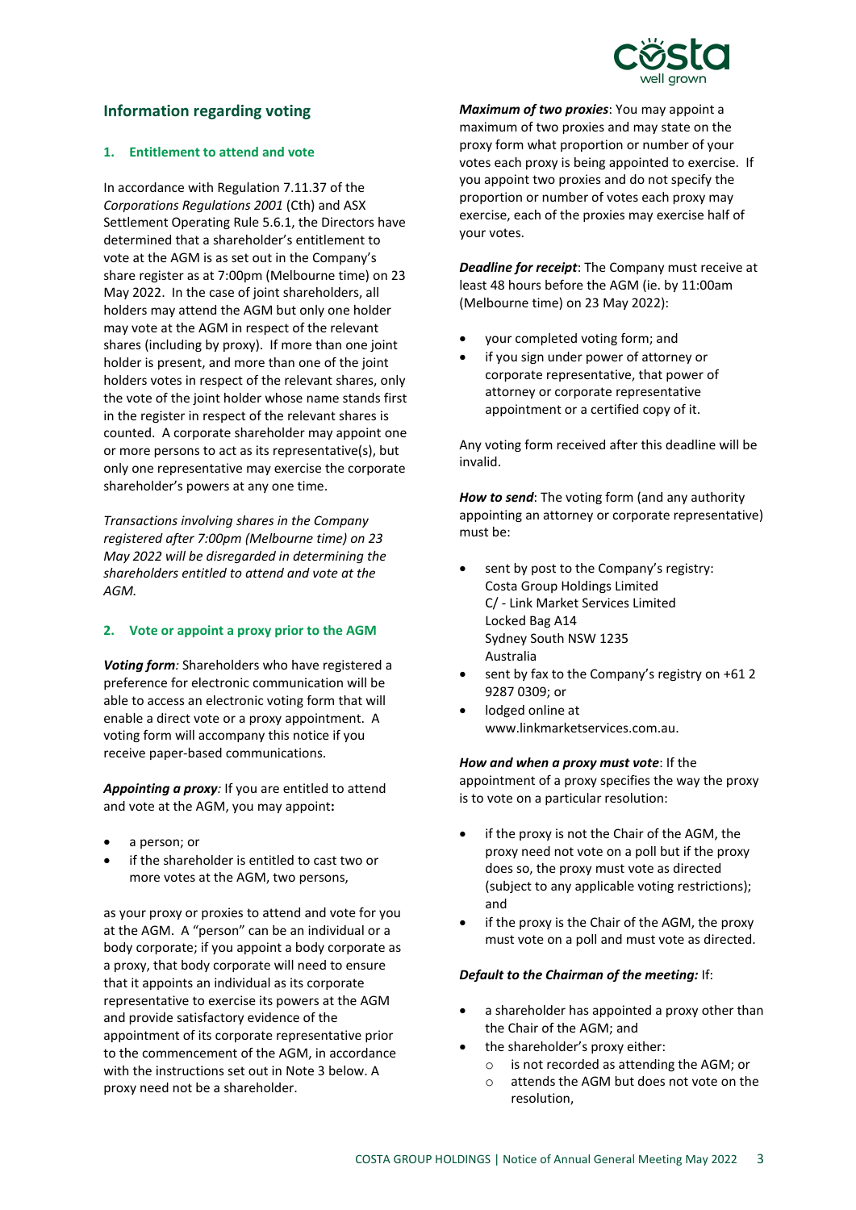## Information regarding voting

### 1. Entitlement to attend and vote

In accordance with Regulation 7.11.37 of the *Corporations Regulations 2001* (Cth) and ASX Settlement Operating Rule 5.6.1, the Directors have determined that a shareholder's entitlement to vote at the AGM is as set out in the Company's share register as at 7:00pm (Melbourne time) on 23 May 2022. In the case of joint shareholders, all holders may attend the AGM but only one holder may vote at the AGM in respect of the relevant shares (including by proxy). If more than one joint holder is present, and more than one of the joint holders votes in respect of the relevant shares, only the vote of the joint holder whose name stands first in the register in respect of the relevant shares is counted. A corporate shareholder may appoint one or more persons to act as its representative(s), but only one representative may exercise the corporate shareholder's powers at any one time.

*Transactions involving shares in the Company registered after 7:00pm (Melbourne time) on 23 May 2022 will be disregarded in determining the shareholders entitled to attend and vote at the AGM.*

### 2. Vote or appoint a proxy prior to the AGM

***Voting form**:* Shareholders who have registered a preference for electronic communication will be able to access an electronic voting form that will enable a direct vote or a proxy appointment. A voting form will accompany this notice if you receive paper-based communications.

***Appointing a proxy**:* If you are entitled to attend and vote at the AGM, you may appoint**:**

- a person; or
- if the shareholder is entitled to cast two or more votes at the AGM, two persons,

as your proxy or proxies to attend and vote for you at the AGM. A "person" can be an individual or a body corporate; if you appoint a body corporate as a proxy, that body corporate will need to ensure that it appoints an individual as its corporate representative to exercise its powers at the AGM and provide satisfactory evidence of the appointment of its corporate representative prior to the commencement of the AGM, in accordance with the instructions set out in Note 3 below. A proxy need not be a shareholder.

***Maximum of two proxies***: You may appoint a maximum of two proxies and may state on the proxy form what proportion or number of your votes each proxy is being appointed to exercise. If you appoint two proxies and do not specify the proportion or number of votes each proxy may exercise, each of the proxies may exercise half of your votes.

***Deadline for receipt***: The Company must receive at least 48 hours before the AGM (ie. by 11:00am (Melbourne time) on 23 May 2022):

- your completed voting form; and
- if you sign under power of attorney or corporate representative, that power of attorney or corporate representative appointment or a certified copy of it.

Any voting form received after this deadline will be invalid.

***How to send***: The voting form (and any authority appointing an attorney or corporate representative) must be:

- sent by post to the Company's registry:
  Costa Group Holdings Limited
  C/ - Link Market Services Limited
  Locked Bag A14
  Sydney South NSW 1235
  Australia
- sent by fax to the Company's registry on +61 2 9287 0309; or
- lodged online at www.linkmarketservices.com.au.

***How and when a proxy must vote***: If the appointment of a proxy specifies the way the proxy is to vote on a particular resolution:

- if the proxy is not the Chair of the AGM, the proxy need not vote on a poll but if the proxy does so, the proxy must vote as directed (subject to any applicable voting restrictions); and
- if the proxy is the Chair of the AGM, the proxy must vote on a poll and must vote as directed.

***Default to the Chairman of the meeting:*** If:

- a shareholder has appointed a proxy other than the Chair of the AGM; and
- the shareholder's proxy either:
  - is not recorded as attending the AGM; or
  - attends the AGM but does not vote on the resolution,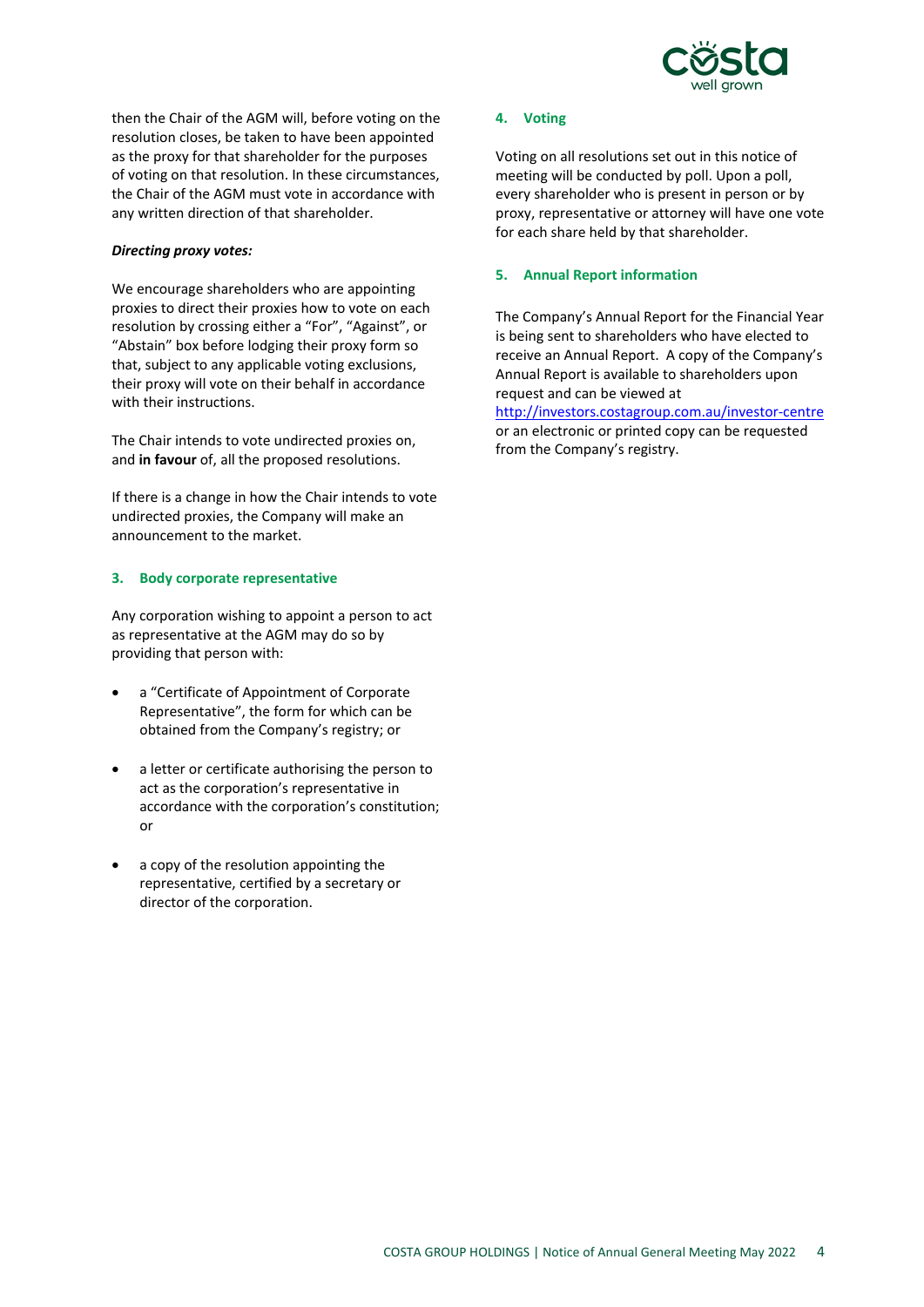then the Chair of the AGM will, before voting on the resolution closes, be taken to have been appointed as the proxy for that shareholder for the purposes of voting on that resolution. In these circumstances, the Chair of the AGM must vote in accordance with any written direction of that shareholder.

***Directing proxy votes:***

We encourage shareholders who are appointing proxies to direct their proxies how to vote on each resolution by crossing either a "For", "Against", or "Abstain" box before lodging their proxy form so that, subject to any applicable voting exclusions, their proxy will vote on their behalf in accordance with their instructions.

The Chair intends to vote undirected proxies on, and **in favour** of, all the proposed resolutions.

If there is a change in how the Chair intends to vote undirected proxies, the Company will make an announcement to the market.

## 3. Body corporate representative

Any corporation wishing to appoint a person to act as representative at the AGM may do so by providing that person with:

- a "Certificate of Appointment of Corporate Representative", the form for which can be obtained from the Company's registry; or
- a letter or certificate authorising the person to act as the corporation's representative in accordance with the corporation's constitution; or
- a copy of the resolution appointing the representative, certified by a secretary or director of the corporation.

## 4. Voting

Voting on all resolutions set out in this notice of meeting will be conducted by poll. Upon a poll, every shareholder who is present in person or by proxy, representative or attorney will have one vote for each share held by that shareholder.

## 5. Annual Report information

The Company's Annual Report for the Financial Year is being sent to shareholders who have elected to receive an Annual Report. A copy of the Company's Annual Report is available to shareholders upon request and can be viewed at http://investors.costagroup.com.au/investor-centre or an electronic or printed copy can be requested from the Company's registry.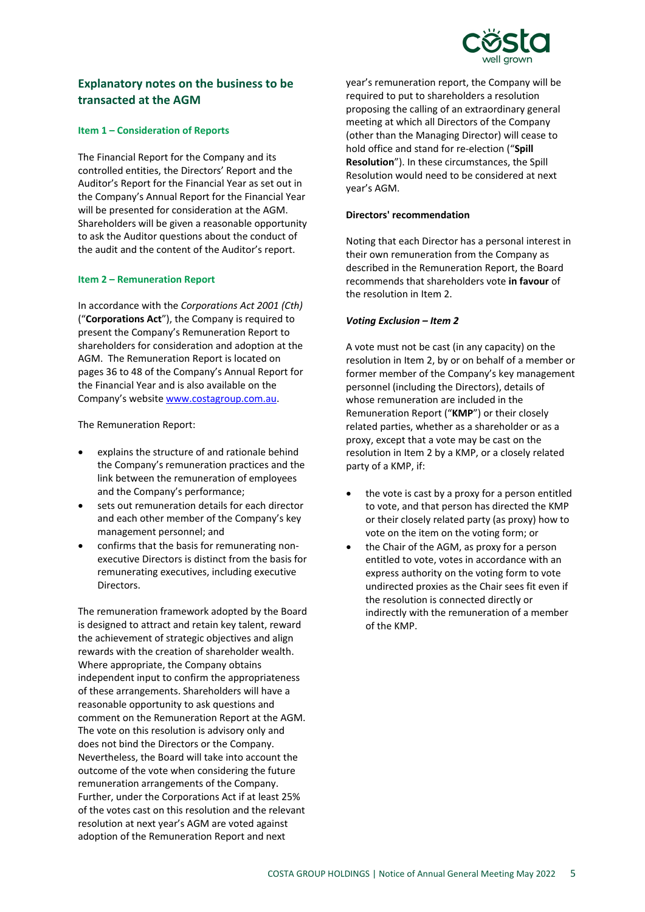## Explanatory notes on the business to be transacted at the AGM

### Item 1 – Consideration of Reports

The Financial Report for the Company and its controlled entities, the Directors' Report and the Auditor's Report for the Financial Year as set out in the Company's Annual Report for the Financial Year will be presented for consideration at the AGM. Shareholders will be given a reasonable opportunity to ask the Auditor questions about the conduct of the audit and the content of the Auditor's report.

### Item 2 – Remuneration Report

In accordance with the *Corporations Act 2001 (Cth)* ("**Corporations Act**"), the Company is required to present the Company's Remuneration Report to shareholders for consideration and adoption at the AGM. The Remuneration Report is located on pages 36 to 48 of the Company's Annual Report for the Financial Year and is also available on the Company's website www.costagroup.com.au.

The Remuneration Report:

- explains the structure of and rationale behind the Company's remuneration practices and the link between the remuneration of employees and the Company's performance;
- sets out remuneration details for each director and each other member of the Company's key management personnel; and
- confirms that the basis for remunerating non-executive Directors is distinct from the basis for remunerating executives, including executive Directors.

The remuneration framework adopted by the Board is designed to attract and retain key talent, reward the achievement of strategic objectives and align rewards with the creation of shareholder wealth. Where appropriate, the Company obtains independent input to confirm the appropriateness of these arrangements. Shareholders will have a reasonable opportunity to ask questions and comment on the Remuneration Report at the AGM. The vote on this resolution is advisory only and does not bind the Directors or the Company. Nevertheless, the Board will take into account the outcome of the vote when considering the future remuneration arrangements of the Company. Further, under the Corporations Act if at least 25% of the votes cast on this resolution and the relevant resolution at next year's AGM are voted against adoption of the Remuneration Report and next year's remuneration report, the Company will be required to put to shareholders a resolution proposing the calling of an extraordinary general meeting at which all Directors of the Company (other than the Managing Director) will cease to hold office and stand for re-election ("**Spill Resolution**"). In these circumstances, the Spill Resolution would need to be considered at next year's AGM.

**Directors' recommendation**

Noting that each Director has a personal interest in their own remuneration from the Company as described in the Remuneration Report, the Board recommends that shareholders vote **in favour** of the resolution in Item 2.

***Voting Exclusion – Item 2***

A vote must not be cast (in any capacity) on the resolution in Item 2, by or on behalf of a member or former member of the Company's key management personnel (including the Directors), details of whose remuneration are included in the Remuneration Report ("**KMP**") or their closely related parties, whether as a shareholder or as a proxy, except that a vote may be cast on the resolution in Item 2 by a KMP, or a closely related party of a KMP, if:

- the vote is cast by a proxy for a person entitled to vote, and that person has directed the KMP or their closely related party (as proxy) how to vote on the item on the voting form; or
- the Chair of the AGM, as proxy for a person entitled to vote, votes in accordance with an express authority on the voting form to vote undirected proxies as the Chair sees fit even if the resolution is connected directly or indirectly with the remuneration of a member of the KMP.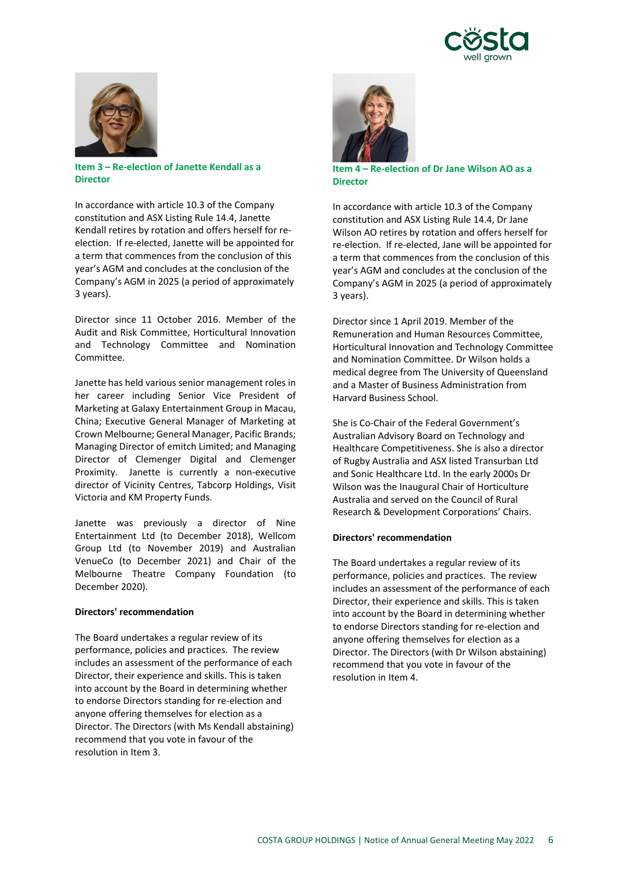## Item 3 – Re-election of Janette Kendall as a Director

In accordance with article 10.3 of the Company constitution and ASX Listing Rule 14.4, Janette Kendall retires by rotation and offers herself for re-election. If re-elected, Janette will be appointed for a term that commences from the conclusion of this year's AGM and concludes at the conclusion of the Company's AGM in 2025 (a period of approximately 3 years).

Director since 11 October 2016. Member of the Audit and Risk Committee, Horticultural Innovation and Technology Committee and Nomination Committee.

Janette has held various senior management roles in her career including Senior Vice President of Marketing at Galaxy Entertainment Group in Macau, China; Executive General Manager of Marketing at Crown Melbourne; General Manager, Pacific Brands; Managing Director of emitch Limited; and Managing Director of Clemenger Digital and Clemenger Proximity. Janette is currently a non-executive director of Vicinity Centres, Tabcorp Holdings, Visit Victoria and KM Property Funds.

Janette was previously a director of Nine Entertainment Ltd (to December 2018), Wellcom Group Ltd (to November 2019) and Australian VenueCo (to December 2021) and Chair of the Melbourne Theatre Company Foundation (to December 2020).

**Directors' recommendation**

The Board undertakes a regular review of its performance, policies and practices. The review includes an assessment of the performance of each Director, their experience and skills. This is taken into account by the Board in determining whether to endorse Directors standing for re-election and anyone offering themselves for election as a Director. The Directors (with Ms Kendall abstaining) recommend that you vote in favour of the resolution in Item 3.

## Item 4 – Re-election of Dr Jane Wilson AO as a Director

In accordance with article 10.3 of the Company constitution and ASX Listing Rule 14.4, Dr Jane Wilson AO retires by rotation and offers herself for re-election. If re-elected, Jane will be appointed for a term that commences from the conclusion of this year's AGM and concludes at the conclusion of the Company's AGM in 2025 (a period of approximately 3 years).

Director since 1 April 2019. Member of the Remuneration and Human Resources Committee, Horticultural Innovation and Technology Committee and Nomination Committee. Dr Wilson holds a medical degree from The University of Queensland and a Master of Business Administration from Harvard Business School.

She is Co-Chair of the Federal Government's Australian Advisory Board on Technology and Healthcare Competitiveness. She is also a director of Rugby Australia and ASX listed Transurban Ltd and Sonic Healthcare Ltd. In the early 2000s Dr Wilson was the Inaugural Chair of Horticulture Australia and served on the Council of Rural Research & Development Corporations' Chairs.

**Directors' recommendation**

The Board undertakes a regular review of its performance, policies and practices. The review includes an assessment of the performance of each Director, their experience and skills. This is taken into account by the Board in determining whether to endorse Directors standing for re-election and anyone offering themselves for election as a Director. The Directors (with Dr Wilson abstaining) recommend that you vote in favour of the resolution in Item 4.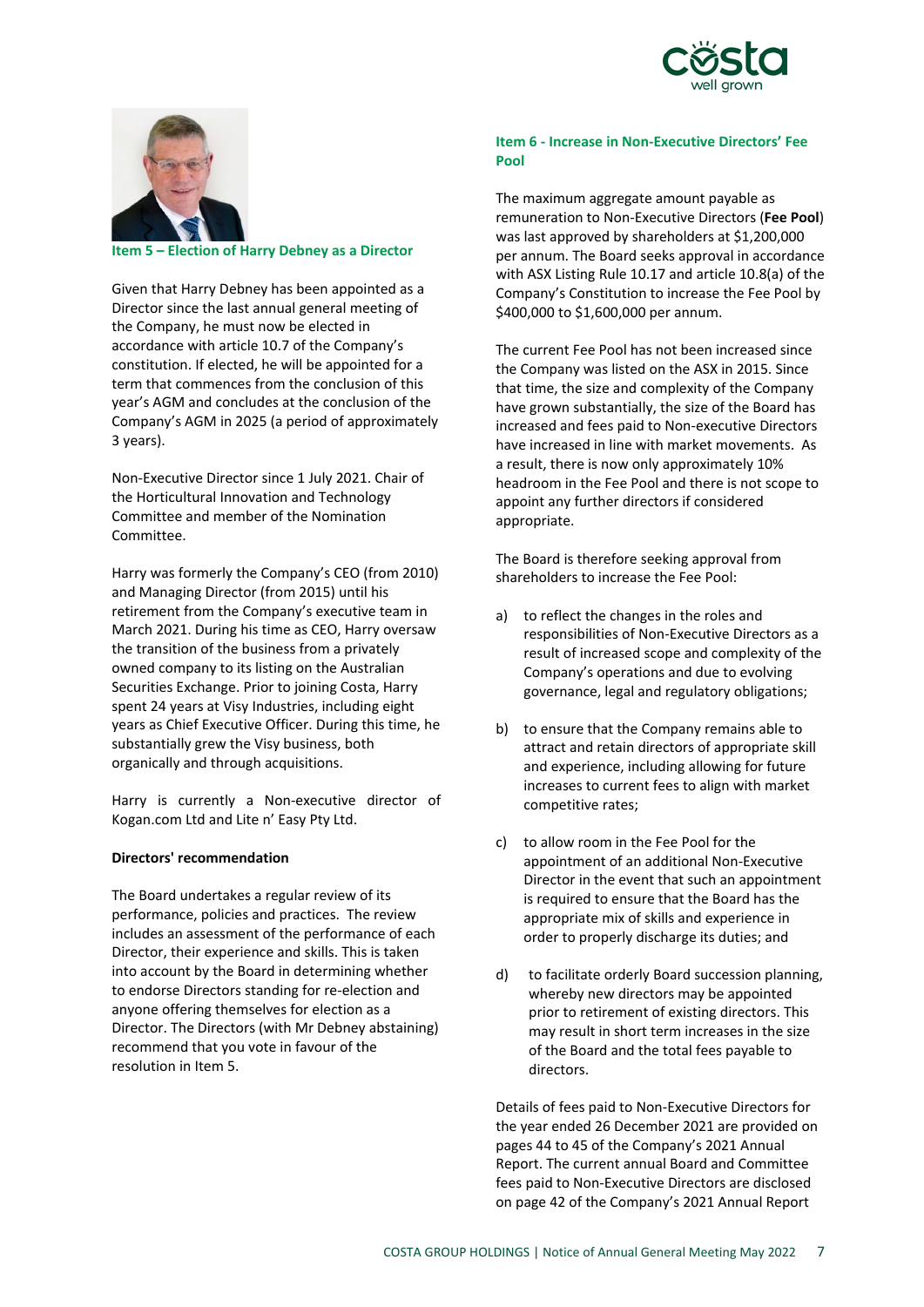## Item 5 – Election of Harry Debney as a Director

Given that Harry Debney has been appointed as a Director since the last annual general meeting of the Company, he must now be elected in accordance with article 10.7 of the Company's constitution. If elected, he will be appointed for a term that commences from the conclusion of this year's AGM and concludes at the conclusion of the Company's AGM in 2025 (a period of approximately 3 years).

Non-Executive Director since 1 July 2021. Chair of the Horticultural Innovation and Technology Committee and member of the Nomination Committee.

Harry was formerly the Company's CEO (from 2010) and Managing Director (from 2015) until his retirement from the Company's executive team in March 2021. During his time as CEO, Harry oversaw the transition of the business from a privately owned company to its listing on the Australian Securities Exchange. Prior to joining Costa, Harry spent 24 years at Visy Industries, including eight years as Chief Executive Officer. During this time, he substantially grew the Visy business, both organically and through acquisitions.

Harry is currently a Non-executive director of Kogan.com Ltd and Lite n' Easy Pty Ltd.

**Directors' recommendation**

The Board undertakes a regular review of its performance, policies and practices. The review includes an assessment of the performance of each Director, their experience and skills. This is taken into account by the Board in determining whether to endorse Directors standing for re-election and anyone offering themselves for election as a Director. The Directors (with Mr Debney abstaining) recommend that you vote in favour of the resolution in Item 5.

## Item 6 - Increase in Non-Executive Directors' Fee Pool

The maximum aggregate amount payable as remuneration to Non-Executive Directors (**Fee Pool**) was last approved by shareholders at $1,200,000 per annum. The Board seeks approval in accordance with ASX Listing Rule 10.17 and article 10.8(a) of the Company's Constitution to increase the Fee Pool by $400,000 to $1,600,000 per annum.

The current Fee Pool has not been increased since the Company was listed on the ASX in 2015. Since that time, the size and complexity of the Company have grown substantially, the size of the Board has increased and fees paid to Non-executive Directors have increased in line with market movements. As a result, there is now only approximately 10% headroom in the Fee Pool and there is not scope to appoint any further directors if considered appropriate.

The Board is therefore seeking approval from shareholders to increase the Fee Pool:

a) to reflect the changes in the roles and responsibilities of Non-Executive Directors as a result of increased scope and complexity of the Company's operations and due to evolving governance, legal and regulatory obligations;

b) to ensure that the Company remains able to attract and retain directors of appropriate skill and experience, including allowing for future increases to current fees to align with market competitive rates;

c) to allow room in the Fee Pool for the appointment of an additional Non-Executive Director in the event that such an appointment is required to ensure that the Board has the appropriate mix of skills and experience in order to properly discharge its duties; and

d) to facilitate orderly Board succession planning, whereby new directors may be appointed prior to retirement of existing directors. This may result in short term increases in the size of the Board and the total fees payable to directors.

Details of fees paid to Non-Executive Directors for the year ended 26 December 2021 are provided on pages 44 to 45 of the Company's 2021 Annual Report. The current annual Board and Committee fees paid to Non-Executive Directors are disclosed on page 42 of the Company's 2021 Annual Report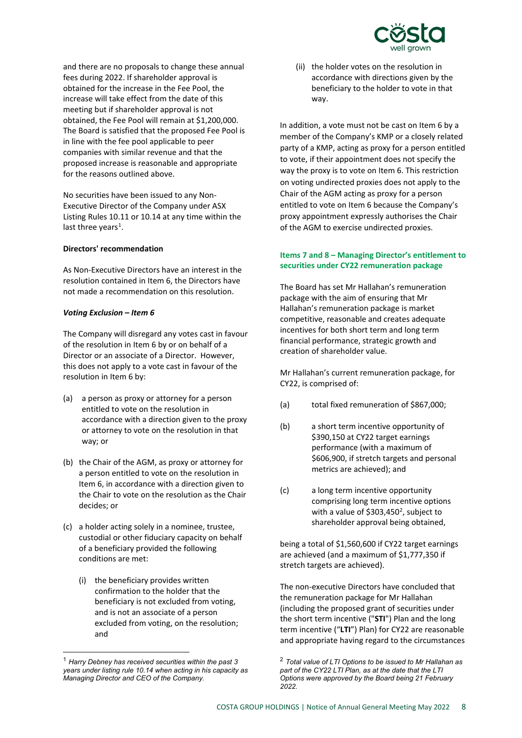and there are no proposals to change these annual fees during 2022. If shareholder approval is obtained for the increase in the Fee Pool, the increase will take effect from the date of this meeting but if shareholder approval is not obtained, the Fee Pool will remain at $1,200,000. The Board is satisfied that the proposed Fee Pool is in line with the fee pool applicable to peer companies with similar revenue and that the proposed increase is reasonable and appropriate for the reasons outlined above.

No securities have been issued to any Non-Executive Director of the Company under ASX Listing Rules 10.11 or 10.14 at any time within the last three years[1].

**Directors' recommendation**

As Non-Executive Directors have an interest in the resolution contained in Item 6, the Directors have not made a recommendation on this resolution.

***Voting Exclusion – Item 6***

The Company will disregard any votes cast in favour of the resolution in Item 6 by or on behalf of a Director or an associate of a Director. However, this does not apply to a vote cast in favour of the resolution in Item 6 by:

(a) a person as proxy or attorney for a person entitled to vote on the resolution in accordance with a direction given to the proxy or attorney to vote on the resolution in that way; or

(b) the Chair of the AGM, as proxy or attorney for a person entitled to vote on the resolution in Item 6, in accordance with a direction given to the Chair to vote on the resolution as the Chair decides; or

(c) a holder acting solely in a nominee, trustee, custodial or other fiduciary capacity on behalf of a beneficiary provided the following conditions are met:

  (i) the beneficiary provides written confirmation to the holder that the beneficiary is not excluded from voting, and is not an associate of a person excluded from voting, on the resolution; and

  (ii) the holder votes on the resolution in accordance with directions given by the beneficiary to the holder to vote in that way.

In addition, a vote must not be cast on Item 6 by a member of the Company's KMP or a closely related party of a KMP, acting as proxy for a person entitled to vote, if their appointment does not specify the way the proxy is to vote on Item 6. This restriction on voting undirected proxies does not apply to the Chair of the AGM acting as proxy for a person entitled to vote on Item 6 because the Company's proxy appointment expressly authorises the Chair of the AGM to exercise undirected proxies.

### Items 7 and 8 – Managing Director's entitlement to securities under CY22 remuneration package

The Board has set Mr Hallahan's remuneration package with the aim of ensuring that Mr Hallahan's remuneration package is market competitive, reasonable and creates adequate incentives for both short term and long term financial performance, strategic growth and creation of shareholder value.

Mr Hallahan's current remuneration package, for CY22, is comprised of:

(a) total fixed remuneration of $867,000;

(b) a short term incentive opportunity of $390,150 at CY22 target earnings performance (with a maximum of $606,900, if stretch targets and personal metrics are achieved); and

(c) a long term incentive opportunity comprising long term incentive options with a value of $303,450[2], subject to shareholder approval being obtained,

being a total of $1,560,600 if CY22 target earnings are achieved (and a maximum of $1,777,350 if stretch targets are achieved).

The non-executive Directors have concluded that the remuneration package for Mr Hallahan (including the proposed grant of securities under the short term incentive ("**STI**") Plan and the long term incentive ("**LTI**") Plan) for CY22 are reasonable and appropriate having regard to the circumstances

---

[1] *Harry Debney has received securities within the past 3 years under listing rule 10.14 when acting in his capacity as Managing Director and CEO of the Company.*

[2] *Total value of LTI Options to be issued to Mr Hallahan as part of the CY22 LTI Plan, as at the date that the LTI Options were approved by the Board being 21 February 2022.*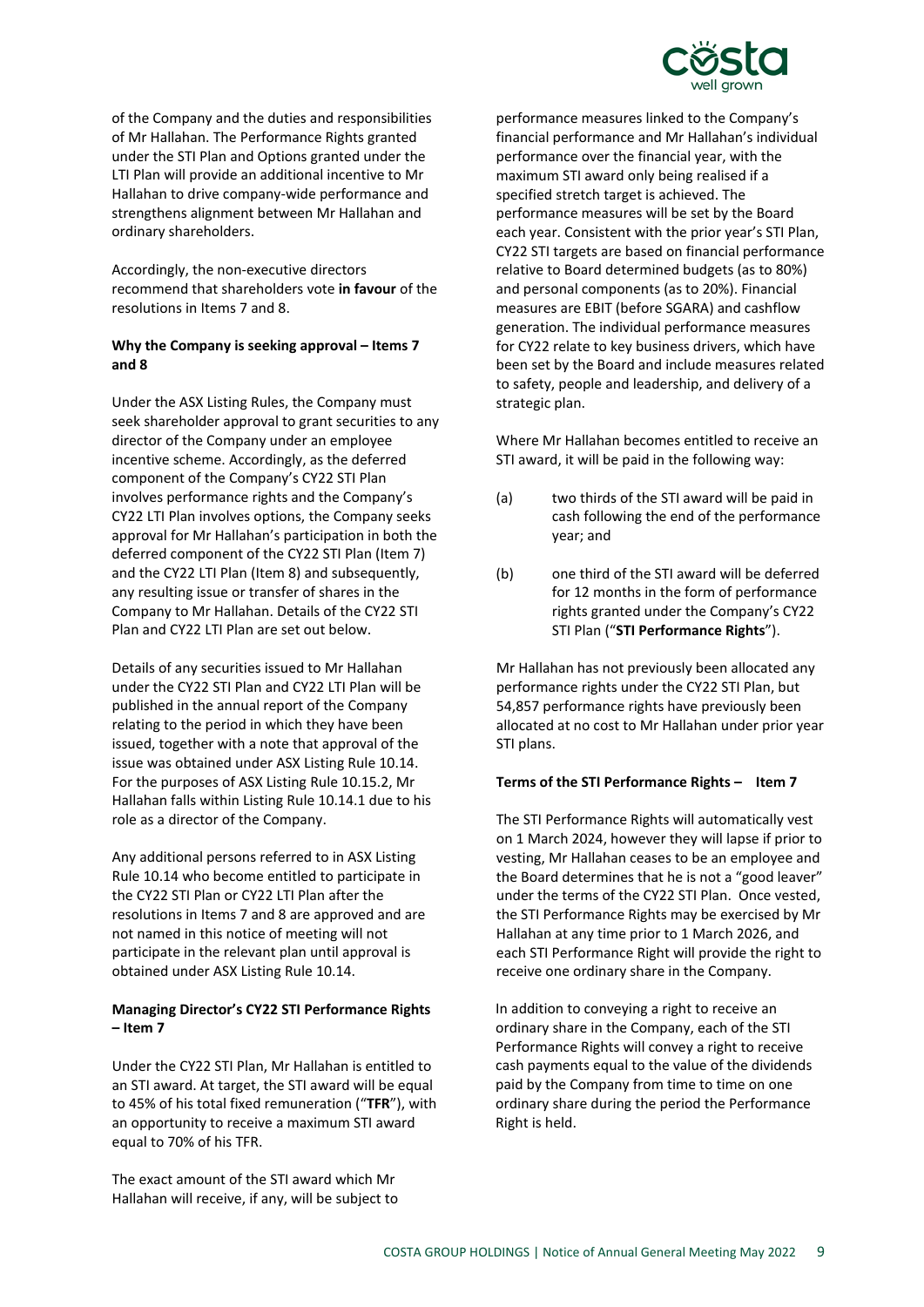of the Company and the duties and responsibilities of Mr Hallahan. The Performance Rights granted under the STI Plan and Options granted under the LTI Plan will provide an additional incentive to Mr Hallahan to drive company-wide performance and strengthens alignment between Mr Hallahan and ordinary shareholders.

Accordingly, the non-executive directors recommend that shareholders vote **in favour** of the resolutions in Items 7 and 8.

**Why the Company is seeking approval – Items 7 and 8**

Under the ASX Listing Rules, the Company must seek shareholder approval to grant securities to any director of the Company under an employee incentive scheme. Accordingly, as the deferred component of the Company's CY22 STI Plan involves performance rights and the Company's CY22 LTI Plan involves options, the Company seeks approval for Mr Hallahan's participation in both the deferred component of the CY22 STI Plan (Item 7) and the CY22 LTI Plan (Item 8) and subsequently, any resulting issue or transfer of shares in the Company to Mr Hallahan. Details of the CY22 STI Plan and CY22 LTI Plan are set out below.

Details of any securities issued to Mr Hallahan under the CY22 STI Plan and CY22 LTI Plan will be published in the annual report of the Company relating to the period in which they have been issued, together with a note that approval of the issue was obtained under ASX Listing Rule 10.14. For the purposes of ASX Listing Rule 10.15.2, Mr Hallahan falls within Listing Rule 10.14.1 due to his role as a director of the Company.

Any additional persons referred to in ASX Listing Rule 10.14 who become entitled to participate in the CY22 STI Plan or CY22 LTI Plan after the resolutions in Items 7 and 8 are approved and are not named in this notice of meeting will not participate in the relevant plan until approval is obtained under ASX Listing Rule 10.14.

**Managing Director's CY22 STI Performance Rights – Item 7**

Under the CY22 STI Plan, Mr Hallahan is entitled to an STI award. At target, the STI award will be equal to 45% of his total fixed remuneration ("**TFR**"), with an opportunity to receive a maximum STI award equal to 70% of his TFR.

The exact amount of the STI award which Mr Hallahan will receive, if any, will be subject to performance measures linked to the Company's financial performance and Mr Hallahan's individual performance over the financial year, with the maximum STI award only being realised if a specified stretch target is achieved. The performance measures will be set by the Board each year. Consistent with the prior year's STI Plan, CY22 STI targets are based on financial performance relative to Board determined budgets (as to 80%) and personal components (as to 20%). Financial measures are EBIT (before SGARA) and cashflow generation. The individual performance measures for CY22 relate to key business drivers, which have been set by the Board and include measures related to safety, people and leadership, and delivery of a strategic plan.

Where Mr Hallahan becomes entitled to receive an STI award, it will be paid in the following way:

(a) two thirds of the STI award will be paid in cash following the end of the performance year; and

(b) one third of the STI award will be deferred for 12 months in the form of performance rights granted under the Company's CY22 STI Plan ("**STI Performance Rights**").

Mr Hallahan has not previously been allocated any performance rights under the CY22 STI Plan, but 54,857 performance rights have previously been allocated at no cost to Mr Hallahan under prior year STI plans.

**Terms of the STI Performance Rights – Item 7**

The STI Performance Rights will automatically vest on 1 March 2024, however they will lapse if prior to vesting, Mr Hallahan ceases to be an employee and the Board determines that he is not a "good leaver" under the terms of the CY22 STI Plan. Once vested, the STI Performance Rights may be exercised by Mr Hallahan at any time prior to 1 March 2026, and each STI Performance Right will provide the right to receive one ordinary share in the Company.

In addition to conveying a right to receive an ordinary share in the Company, each of the STI Performance Rights will convey a right to receive cash payments equal to the value of the dividends paid by the Company from time to time on one ordinary share during the period the Performance Right is held.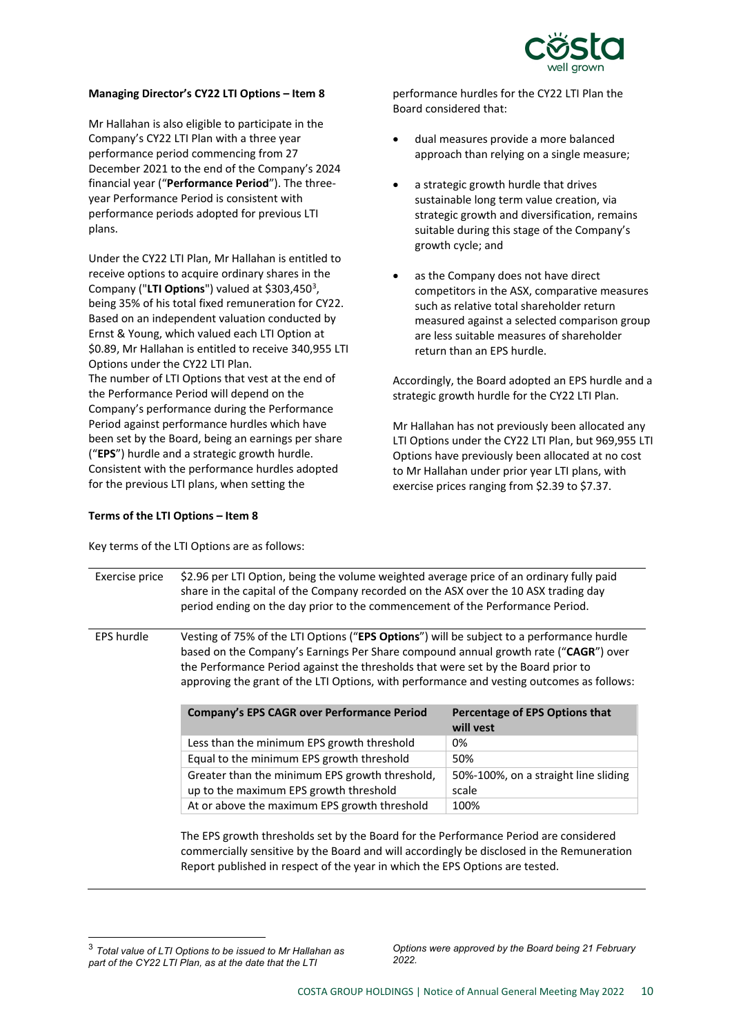**Managing Director's CY22 LTI Options – Item 8**

Mr Hallahan is also eligible to participate in the Company's CY22 LTI Plan with a three year performance period commencing from 27 December 2021 to the end of the Company's 2024 financial year ("**Performance Period**"). The three-year Performance Period is consistent with performance periods adopted for previous LTI plans.

Under the CY22 LTI Plan, Mr Hallahan is entitled to receive options to acquire ordinary shares in the Company ("**LTI Options**") valued at $303,450[3], being 35% of his total fixed remuneration for CY22. Based on an independent valuation conducted by Ernst & Young, which valued each LTI Option at $0.89, Mr Hallahan is entitled to receive 340,955 LTI Options under the CY22 LTI Plan.

The number of LTI Options that vest at the end of the Performance Period will depend on the Company's performance during the Performance Period against performance hurdles which have been set by the Board, being an earnings per share ("**EPS**") hurdle and a strategic growth hurdle. Consistent with the performance hurdles adopted for the previous LTI plans, when setting the performance hurdles for the CY22 LTI Plan the Board considered that:

- dual measures provide a more balanced approach than relying on a single measure;
- a strategic growth hurdle that drives sustainable long term value creation, via strategic growth and diversification, remains suitable during this stage of the Company's growth cycle; and
- as the Company does not have direct competitors in the ASX, comparative measures such as relative total shareholder return measured against a selected comparison group are less suitable measures of shareholder return than an EPS hurdle.

Accordingly, the Board adopted an EPS hurdle and a strategic growth hurdle for the CY22 LTI Plan.

Mr Hallahan has not previously been allocated any LTI Options under the CY22 LTI Plan, but 969,955 LTI Options have previously been allocated at no cost to Mr Hallahan under prior year LTI plans, with exercise prices ranging from $2.39 to $7.37.

**Terms of the LTI Options – Item 8**

Key terms of the LTI Options are as follows:

**Exercise price**

$2.96 per LTI Option, being the volume weighted average price of an ordinary fully paid share in the capital of the Company recorded on the ASX over the 10 ASX trading day period ending on the day prior to the commencement of the Performance Period.

**EPS hurdle**

Vesting of 75% of the LTI Options ("**EPS Options**") will be subject to a performance hurdle based on the Company's Earnings Per Share compound annual growth rate ("**CAGR**") over the Performance Period against the thresholds that were set by the Board prior to approving the grant of the LTI Options, with performance and vesting outcomes as follows:

| Company's EPS CAGR over Performance Period | Percentage of EPS Options that will vest |
|---|---|
| Less than the minimum EPS growth threshold | 0% |
| Equal to the minimum EPS growth threshold | 50% |
| Greater than the minimum EPS growth threshold, up to the maximum EPS growth threshold | 50%-100%, on a straight line sliding scale |
| At or above the maximum EPS growth threshold | 100% |

The EPS growth thresholds set by the Board for the Performance Period are considered commercially sensitive by the Board and will accordingly be disclosed in the Remuneration Report published in respect of the year in which the EPS Options are tested.

---

[3] *Total value of LTI Options to be issued to Mr Hallahan as part of the CY22 LTI Plan, as at the date that the LTI Options were approved by the Board being 21 February 2022.*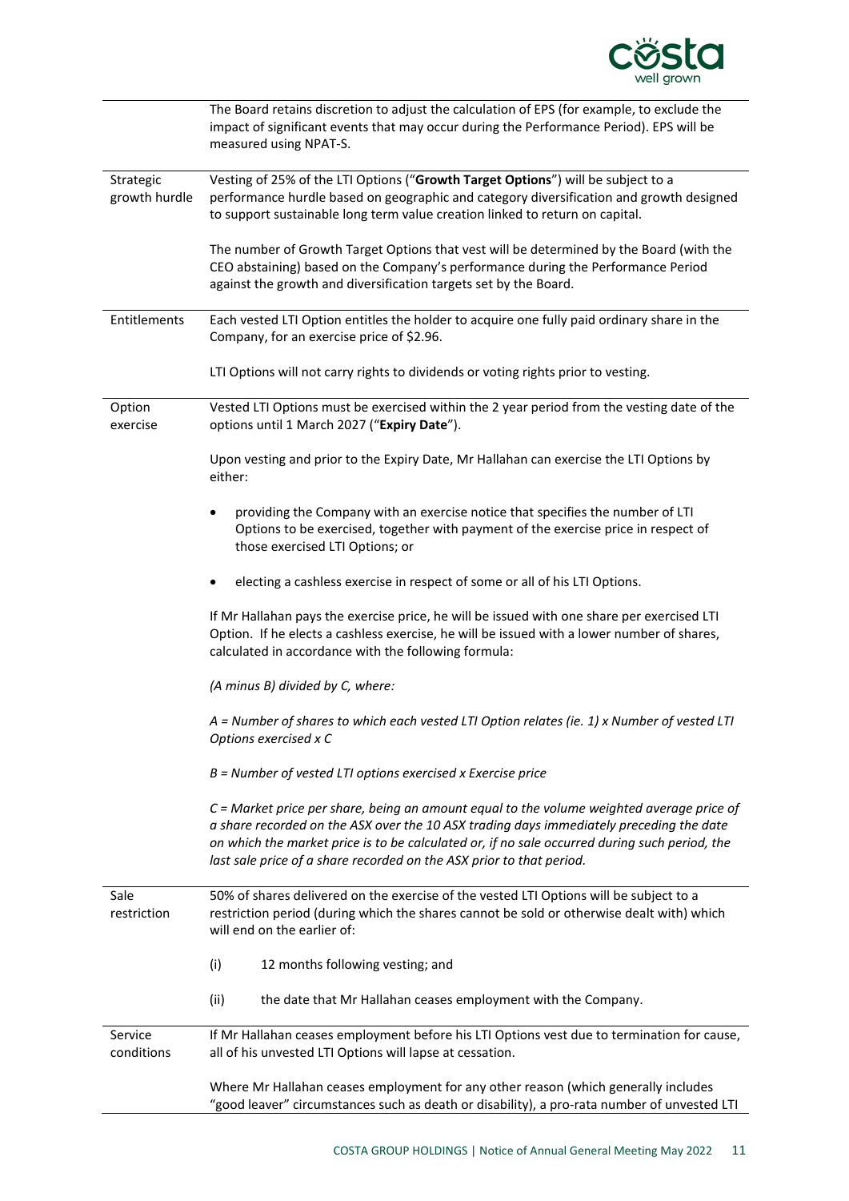| | |
|---|---|
| | The Board retains discretion to adjust the calculation of EPS (for example, to exclude the impact of significant events that may occur during the Performance Period). EPS will be measured using NPAT-S. |
| Strategic growth hurdle | Vesting of 25% of the LTI Options ("**Growth Target Options**") will be subject to a performance hurdle based on geographic and category diversification and growth designed to support sustainable long term value creation linked to return on capital.<br><br>The number of Growth Target Options that vest will be determined by the Board (with the CEO abstaining) based on the Company's performance during the Performance Period against the growth and diversification targets set by the Board. |
| Entitlements | Each vested LTI Option entitles the holder to acquire one fully paid ordinary share in the Company, for an exercise price of $2.96.<br><br>LTI Options will not carry rights to dividends or voting rights prior to vesting. |
| Option exercise | Vested LTI Options must be exercised within the 2 year period from the vesting date of the options until 1 March 2027 ("**Expiry Date**").<br><br>Upon vesting and prior to the Expiry Date, Mr Hallahan can exercise the LTI Options by either:<br><br>• providing the Company with an exercise notice that specifies the number of LTI Options to be exercised, together with payment of the exercise price in respect of those exercised LTI Options; or<br><br>• electing a cashless exercise in respect of some or all of his LTI Options.<br><br>If Mr Hallahan pays the exercise price, he will be issued with one share per exercised LTI Option. If he elects a cashless exercise, he will be issued with a lower number of shares, calculated in accordance with the following formula:<br><br>*(A minus B) divided by C, where:*<br><br>*A = Number of shares to which each vested LTI Option relates (ie. 1) x Number of vested LTI Options exercised x C*<br><br>*B = Number of vested LTI options exercised x Exercise price*<br><br>*C = Market price per share, being an amount equal to the volume weighted average price of a share recorded on the ASX over the 10 ASX trading days immediately preceding the date on which the market price is to be calculated or, if no sale occurred during such period, the last sale price of a share recorded on the ASX prior to that period.* |
| Sale restriction | 50% of shares delivered on the exercise of the vested LTI Options will be subject to a restriction period (during which the shares cannot be sold or otherwise dealt with) which will end on the earlier of:<br><br>(i) 12 months following vesting; and<br><br>(ii) the date that Mr Hallahan ceases employment with the Company. |
| Service conditions | If Mr Hallahan ceases employment before his LTI Options vest due to termination for cause, all of his unvested LTI Options will lapse at cessation.<br><br>Where Mr Hallahan ceases employment for any other reason (which generally includes "good leaver" circumstances such as death or disability), a pro-rata number of unvested LTI |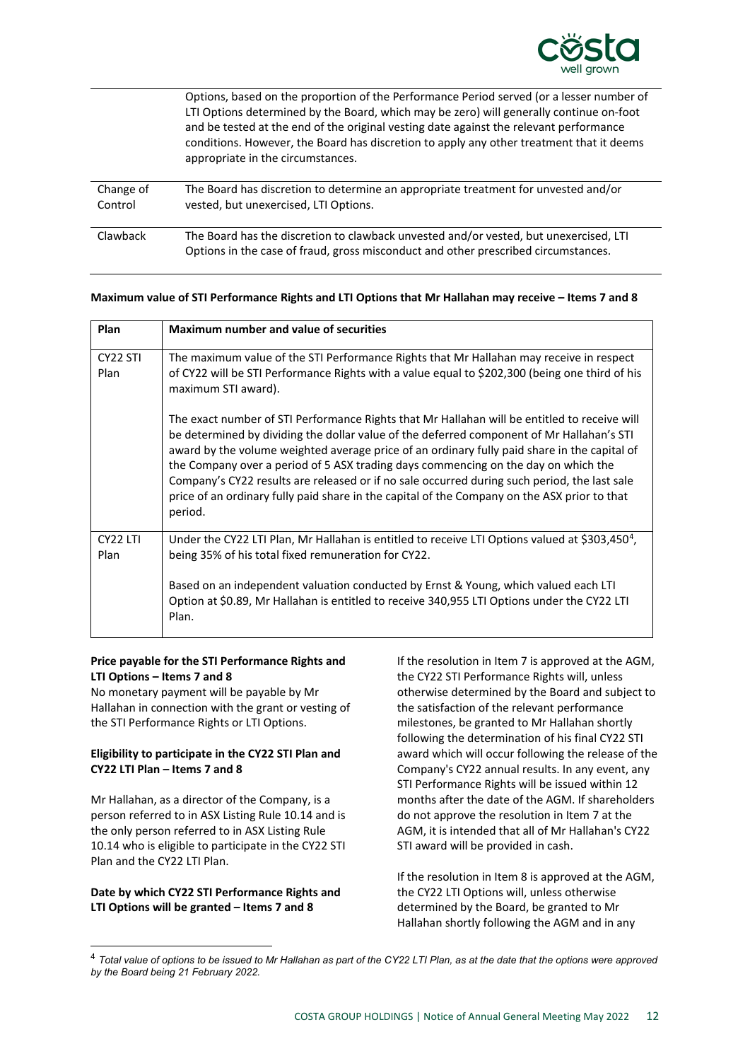| | |
|---|---|
| | Options, based on the proportion of the Performance Period served (or a lesser number of LTI Options determined by the Board, which may be zero) will generally continue on-foot and be tested at the end of the original vesting date against the relevant performance conditions. However, the Board has discretion to apply any other treatment that it deems appropriate in the circumstances. |
| Change of Control | The Board has discretion to determine an appropriate treatment for unvested and/or vested, but unexercised, LTI Options. |
| Clawback | The Board has the discretion to clawback unvested and/or vested, but unexercised, LTI Options in the case of fraud, gross misconduct and other prescribed circumstances. |

**Maximum value of STI Performance Rights and LTI Options that Mr Hallahan may receive – Items 7 and 8**

| Plan | Maximum number and value of securities |
|---|---|
| CY22 STI Plan | The maximum value of the STI Performance Rights that Mr Hallahan may receive in respect of CY22 will be STI Performance Rights with a value equal to $202,300 (being one third of his maximum STI award).<br><br>The exact number of STI Performance Rights that Mr Hallahan will be entitled to receive will be determined by dividing the dollar value of the deferred component of Mr Hallahan's STI award by the volume weighted average price of an ordinary fully paid share in the capital of the Company over a period of 5 ASX trading days commencing on the day on which the Company's CY22 results are released or if no sale occurred during such period, the last sale price of an ordinary fully paid share in the capital of the Company on the ASX prior to that period. |
| CY22 LTI Plan | Under the CY22 LTI Plan, Mr Hallahan is entitled to receive LTI Options valued at $303,450[4], being 35% of his total fixed remuneration for CY22.<br><br>Based on an independent valuation conducted by Ernst & Young, which valued each LTI Option at $0.89, Mr Hallahan is entitled to receive 340,955 LTI Options under the CY22 LTI Plan. |

**Price payable for the STI Performance Rights and LTI Options – Items 7 and 8**

No monetary payment will be payable by Mr Hallahan in connection with the grant or vesting of the STI Performance Rights or LTI Options.

**Eligibility to participate in the CY22 STI Plan and CY22 LTI Plan – Items 7 and 8**

Mr Hallahan, as a director of the Company, is a person referred to in ASX Listing Rule 10.14 and is the only person referred to in ASX Listing Rule 10.14 who is eligible to participate in the CY22 STI Plan and the CY22 LTI Plan.

**Date by which CY22 STI Performance Rights and LTI Options will be granted – Items 7 and 8**

If the resolution in Item 7 is approved at the AGM, the CY22 STI Performance Rights will, unless otherwise determined by the Board and subject to the satisfaction of the relevant performance milestones, be granted to Mr Hallahan shortly following the determination of his final CY22 STI award which will occur following the release of the Company's CY22 annual results. In any event, any STI Performance Rights will be issued within 12 months after the date of the AGM. If shareholders do not approve the resolution in Item 7 at the AGM, it is intended that all of Mr Hallahan's CY22 STI award will be provided in cash.

If the resolution in Item 8 is approved at the AGM, the CY22 LTI Options will, unless otherwise determined by the Board, be granted to Mr Hallahan shortly following the AGM and in any

[4] *Total value of options to be issued to Mr Hallahan as part of the CY22 LTI Plan, as at the date that the options were approved by the Board being 21 February 2022.*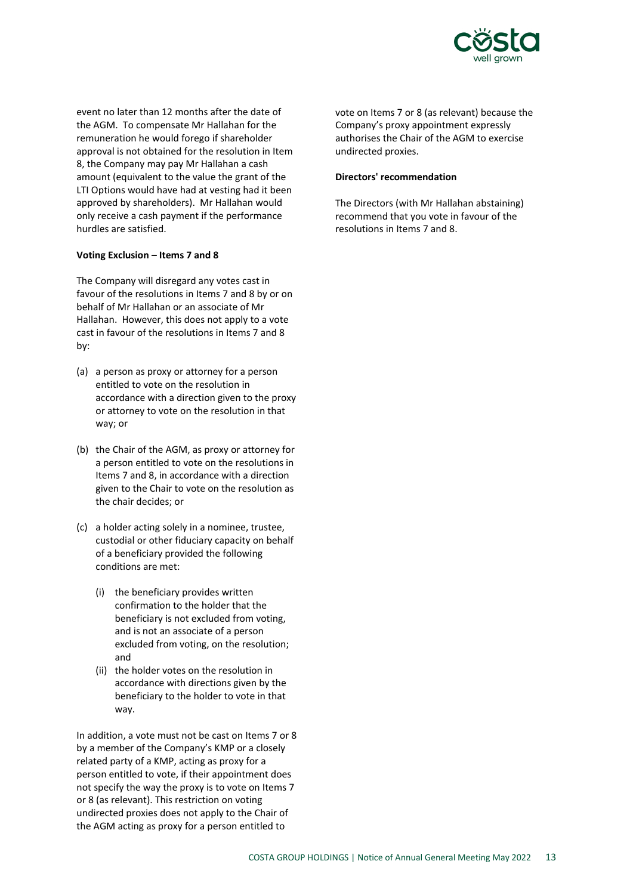event no later than 12 months after the date of the AGM. To compensate Mr Hallahan for the remuneration he would forego if shareholder approval is not obtained for the resolution in Item 8, the Company may pay Mr Hallahan a cash amount (equivalent to the value the grant of the LTI Options would have had at vesting had it been approved by shareholders). Mr Hallahan would only receive a cash payment if the performance hurdles are satisfied.

**Voting Exclusion – Items 7 and 8**

The Company will disregard any votes cast in favour of the resolutions in Items 7 and 8 by or on behalf of Mr Hallahan or an associate of Mr Hallahan. However, this does not apply to a vote cast in favour of the resolutions in Items 7 and 8 by:

(a) a person as proxy or attorney for a person entitled to vote on the resolution in accordance with a direction given to the proxy or attorney to vote on the resolution in that way; or

(b) the Chair of the AGM, as proxy or attorney for a person entitled to vote on the resolutions in Items 7 and 8, in accordance with a direction given to the Chair to vote on the resolution as the chair decides; or

(c) a holder acting solely in a nominee, trustee, custodial or other fiduciary capacity on behalf of a beneficiary provided the following conditions are met:

   (i) the beneficiary provides written confirmation to the holder that the beneficiary is not excluded from voting, and is not an associate of a person excluded from voting, on the resolution; and

   (ii) the holder votes on the resolution in accordance with directions given by the beneficiary to the holder to vote in that way.

In addition, a vote must not be cast on Items 7 or 8 by a member of the Company's KMP or a closely related party of a KMP, acting as proxy for a person entitled to vote, if their appointment does not specify the way the proxy is to vote on Items 7 or 8 (as relevant). This restriction on voting undirected proxies does not apply to the Chair of the AGM acting as proxy for a person entitled to vote on Items 7 or 8 (as relevant) because the Company's proxy appointment expressly authorises the Chair of the AGM to exercise undirected proxies.

**Directors' recommendation**

The Directors (with Mr Hallahan abstaining) recommend that you vote in favour of the resolutions in Items 7 and 8.